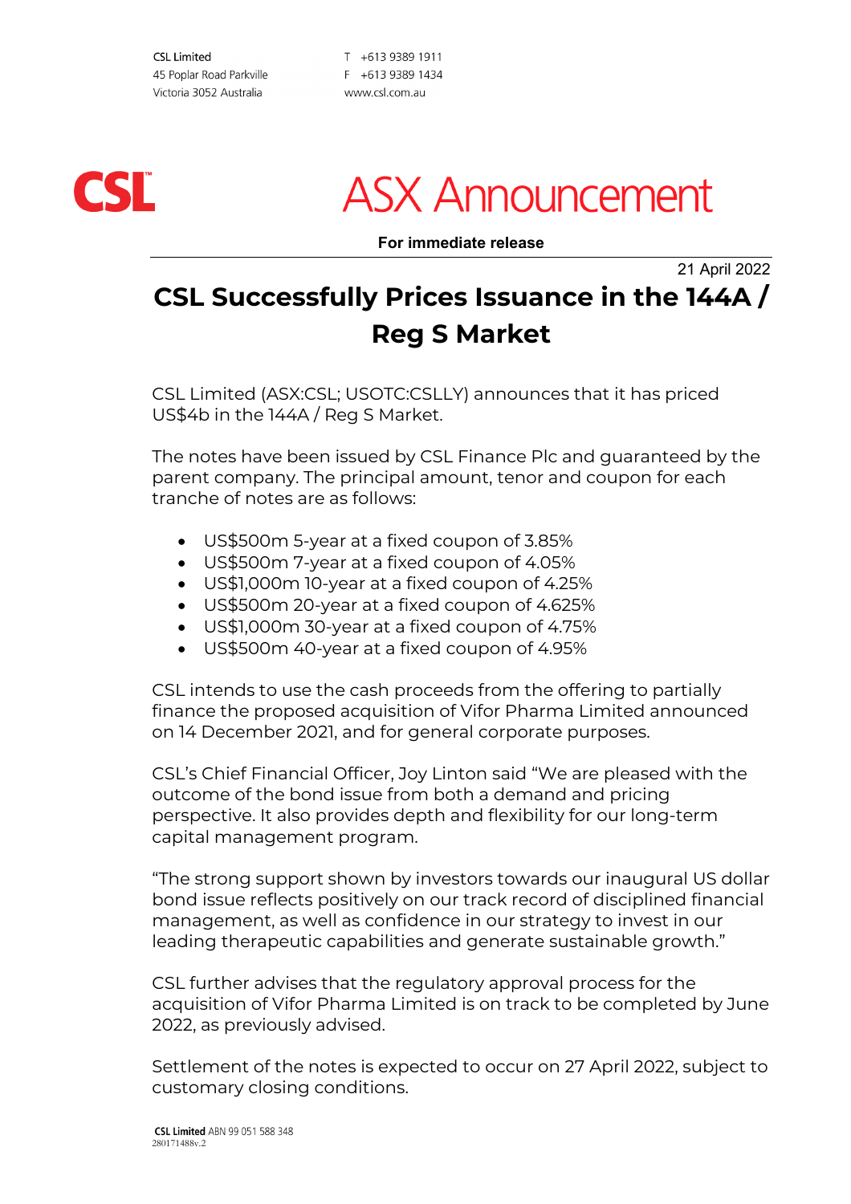CSL Limited
45 Poplar Road Parkville
Victoria 3052 Australia

T +613 9389 1911
F +613 9389 1434
www.csl.com.au

CSL

# ASX Announcement

**For immediate release**

21 April 2022

## CSL Successfully Prices Issuance in the 144A / Reg S Market

CSL Limited (ASX:CSL; USOTC:CSLLY) announces that it has priced US$4b in the 144A / Reg S Market.

The notes have been issued by CSL Finance Plc and guaranteed by the parent company. The principal amount, tenor and coupon for each tranche of notes are as follows:

- US$500m 5-year at a fixed coupon of 3.85%
- US$500m 7-year at a fixed coupon of 4.05%
- US$1,000m 10-year at a fixed coupon of 4.25%
- US$500m 20-year at a fixed coupon of 4.625%
- US$1,000m 30-year at a fixed coupon of 4.75%
- US$500m 40-year at a fixed coupon of 4.95%

CSL intends to use the cash proceeds from the offering to partially finance the proposed acquisition of Vifor Pharma Limited announced on 14 December 2021, and for general corporate purposes.

CSL's Chief Financial Officer, Joy Linton said "We are pleased with the outcome of the bond issue from both a demand and pricing perspective. It also provides depth and flexibility for our long-term capital management program.

"The strong support shown by investors towards our inaugural US dollar bond issue reflects positively on our track record of disciplined financial management, as well as confidence in our strategy to invest in our leading therapeutic capabilities and generate sustainable growth."

CSL further advises that the regulatory approval process for the acquisition of Vifor Pharma Limited is on track to be completed by June 2022, as previously advised.

Settlement of the notes is expected to occur on 27 April 2022, subject to customary closing conditions.

**CSL Limited** ABN 99 051 588 348
280171488v.2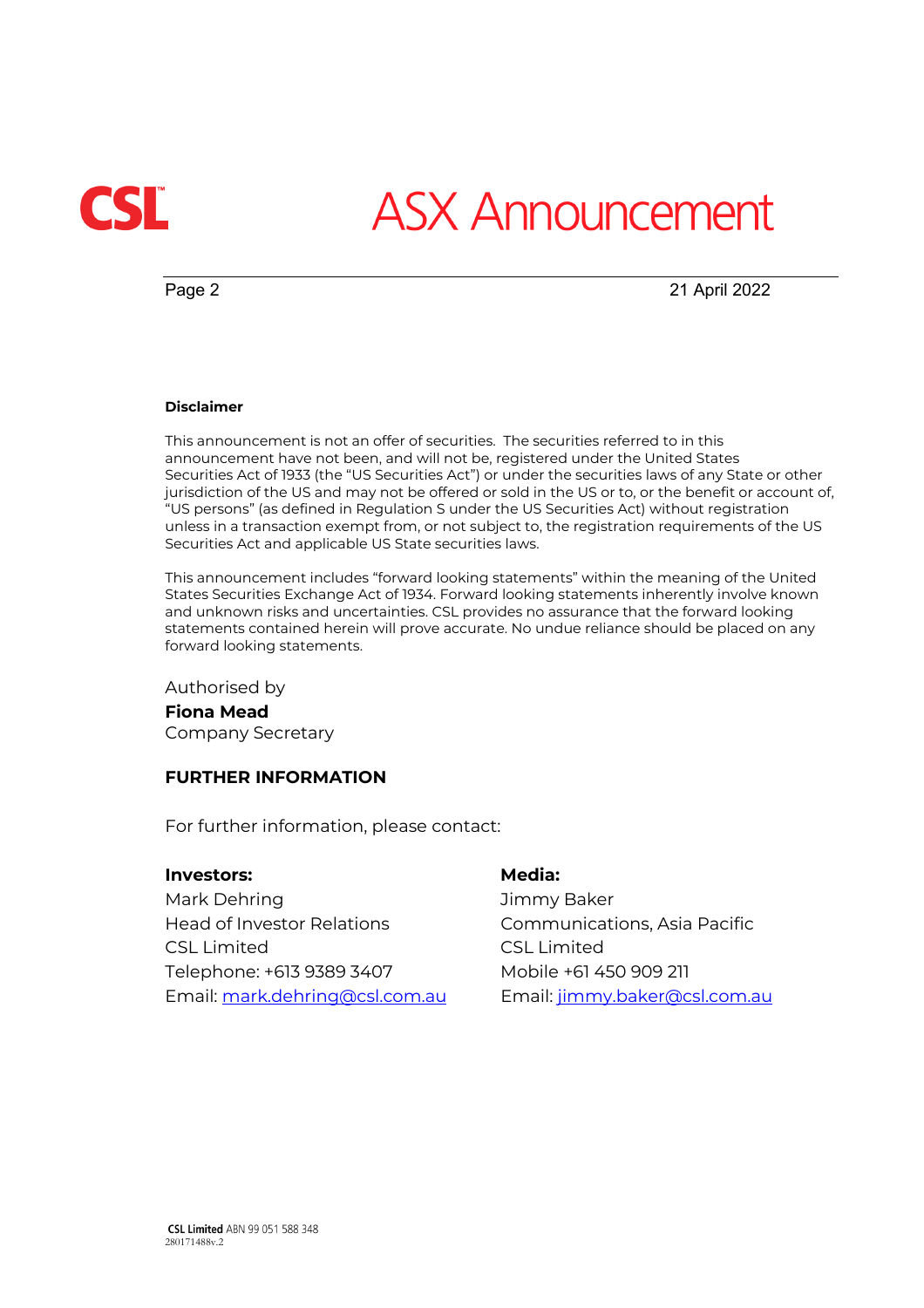**Disclaimer**

This announcement is not an offer of securities. The securities referred to in this announcement have not been, and will not be, registered under the United States Securities Act of 1933 (the "US Securities Act") or under the securities laws of any State or other jurisdiction of the US and may not be offered or sold in the US or to, or the benefit or account of, "US persons" (as defined in Regulation S under the US Securities Act) without registration unless in a transaction exempt from, or not subject to, the registration requirements of the US Securities Act and applicable US State securities laws.

This announcement includes "forward looking statements" within the meaning of the United States Securities Exchange Act of 1934. Forward looking statements inherently involve known and unknown risks and uncertainties. CSL provides no assurance that the forward looking statements contained herein will prove accurate. No undue reliance should be placed on any forward looking statements.

Authorised by
**Fiona Mead**
Company Secretary

**FURTHER INFORMATION**

For further information, please contact:

**Investors:**
Mark Dehring
Head of Investor Relations
CSL Limited
Telephone: +613 9389 3407
Email: mark.dehring@csl.com.au

**Media:**
Jimmy Baker
Communications, Asia Pacific
CSL Limited
Mobile +61 450 909 211
Email: jimmy.baker@csl.com.au

**CSL Limited** ABN 99 051 588 348
280171488v.2